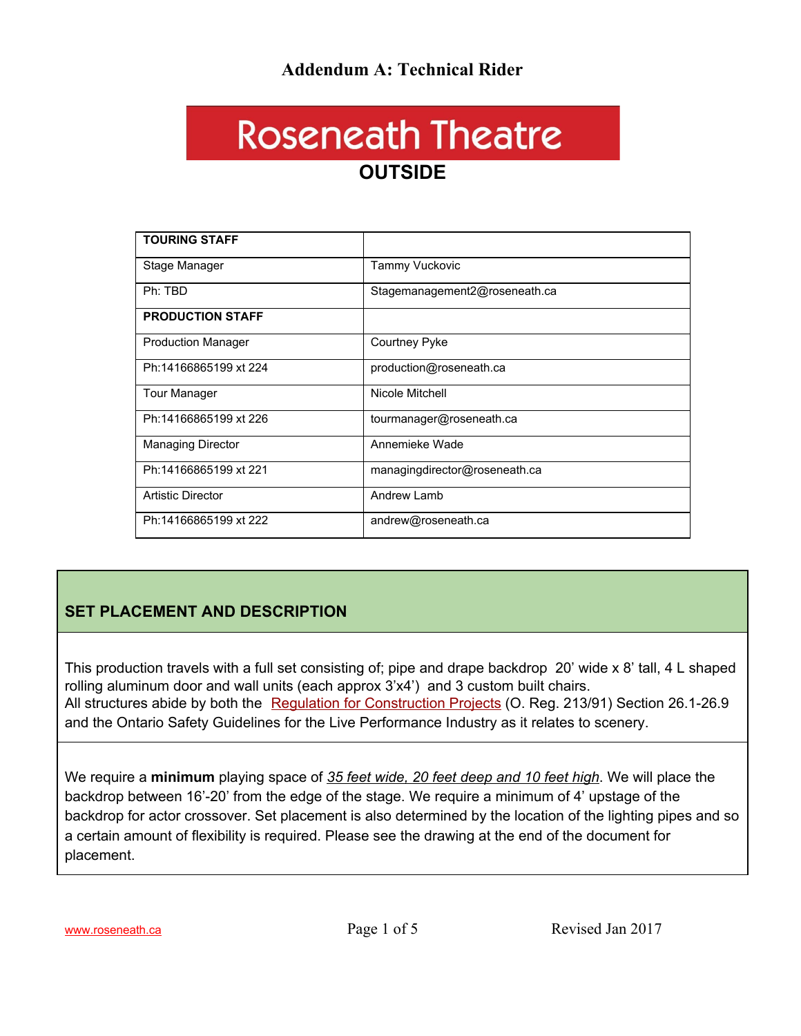# Addendum A: Technical Rider

## Roseneath Theatre

## OUTSIDE

| TOURING STAFF | |
|---|---|
| Stage Manager | Tammy Vuckovic |
| Ph: TBD | Stagemanagement2@roseneath.ca |
| **PRODUCTION STAFF** | |
| Production Manager | Courtney Pyke |
| Ph:14166865199 xt 224 | production@roseneath.ca |
| Tour Manager | Nicole Mitchell |
| Ph:14166865199 xt 226 | tourmanager@roseneath.ca |
| Managing Director | Annemieke Wade |
| Ph:14166865199 xt 221 | managingdirector@roseneath.ca |
| Artistic Director | Andrew Lamb |
| Ph:14166865199 xt 222 | andrew@roseneath.ca |

## SET PLACEMENT AND DESCRIPTION

This production travels with a full set consisting of; pipe and drape backdrop 20' wide x 8' tall, 4 L shaped rolling aluminum door and wall units (each approx 3'x4') and 3 custom built chairs. All structures abide by both the Regulation for Construction Projects (O. Reg. 213/91) Section 26.1-26.9 and the Ontario Safety Guidelines for the Live Performance Industry as it relates to scenery.

We require a **minimum** playing space of *35 feet wide, 20 feet deep and 10 feet high*. We will place the backdrop between 16'-20' from the edge of the stage. We require a minimum of 4' upstage of the backdrop for actor crossover. Set placement is also determined by the location of the lighting pipes and so a certain amount of flexibility is required. Please see the drawing at the end of the document for placement.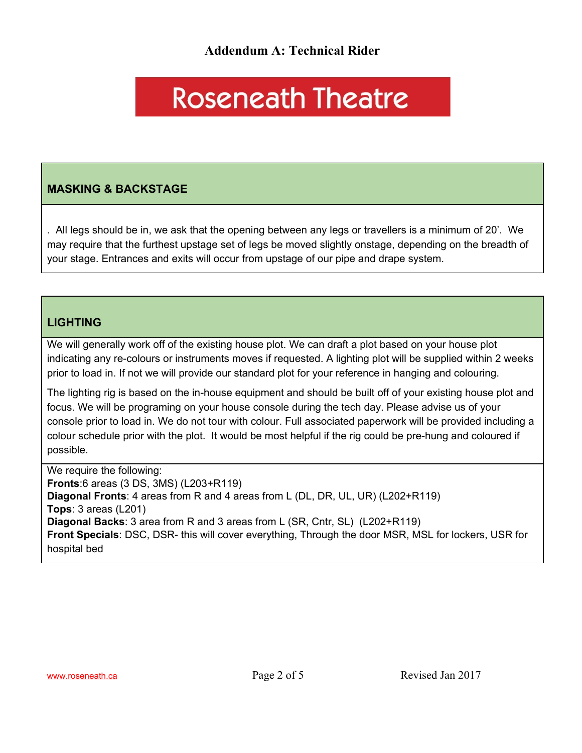# Addendum A: Technical Rider

## Roseneath Theatre

### MASKING & BACKSTAGE

. All legs should be in, we ask that the opening between any legs or travellers is a minimum of 20'. We may require that the furthest upstage set of legs be moved slightly onstage, depending on the breadth of your stage. Entrances and exits will occur from upstage of our pipe and drape system.

### LIGHTING

We will generally work off of the existing house plot. We can draft a plot based on your house plot indicating any re-colours or instruments moves if requested. A lighting plot will be supplied within 2 weeks prior to load in. If not we will provide our standard plot for your reference in hanging and colouring.

The lighting rig is based on the in-house equipment and should be built off of your existing house plot and focus. We will be programing on your house console during the tech day. Please advise us of your console prior to load in. We do not tour with colour. Full associated paperwork will be provided including a colour schedule prior with the plot. It would be most helpful if the rig could be pre-hung and coloured if possible.

We require the following:
**Fronts**:6 areas (3 DS, 3MS) (L203+R119)
**Diagonal Fronts**: 4 areas from R and 4 areas from L (DL, DR, UL, UR) (L202+R119)
**Tops**: 3 areas (L201)
**Diagonal Backs**: 3 area from R and 3 areas from L (SR, Cntr, SL) (L202+R119)
**Front Specials**: DSC, DSR- this will cover everything, Through the door MSR, MSL for lockers, USR for hospital bed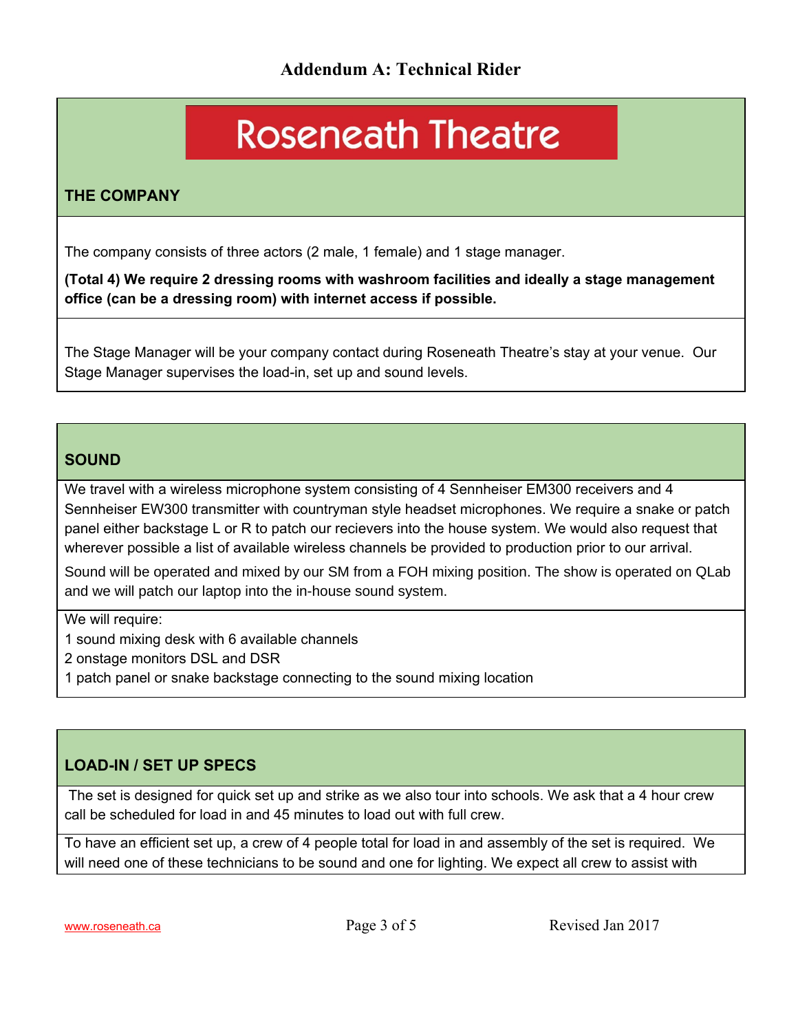## Addendum A: Technical Rider

# Roseneath Theatre

### THE COMPANY

The company consists of three actors (2 male, 1 female) and 1 stage manager.

**(Total 4) We require 2 dressing rooms with washroom facilities and ideally a stage management office (can be a dressing room) with internet access if possible.**

The Stage Manager will be your company contact during Roseneath Theatre's stay at your venue. Our Stage Manager supervises the load-in, set up and sound levels.

### SOUND

We travel with a wireless microphone system consisting of 4 Sennheiser EM300 receivers and 4 Sennheiser EW300 transmitter with countryman style headset microphones. We require a snake or patch panel either backstage L or R to patch our recievers into the house system. We would also request that wherever possible a list of available wireless channels be provided to production prior to our arrival.

Sound will be operated and mixed by our SM from a FOH mixing position. The show is operated on QLab and we will patch our laptop into the in-house sound system.

We will require:
1 sound mixing desk with 6 available channels
2 onstage monitors DSL and DSR
1 patch panel or snake backstage connecting to the sound mixing location

### LOAD-IN / SET UP SPECS

The set is designed for quick set up and strike as we also tour into schools. We ask that a 4 hour crew call be scheduled for load in and 45 minutes to load out with full crew.

To have an efficient set up, a crew of 4 people total for load in and assembly of the set is required. We will need one of these technicians to be sound and one for lighting. We expect all crew to assist with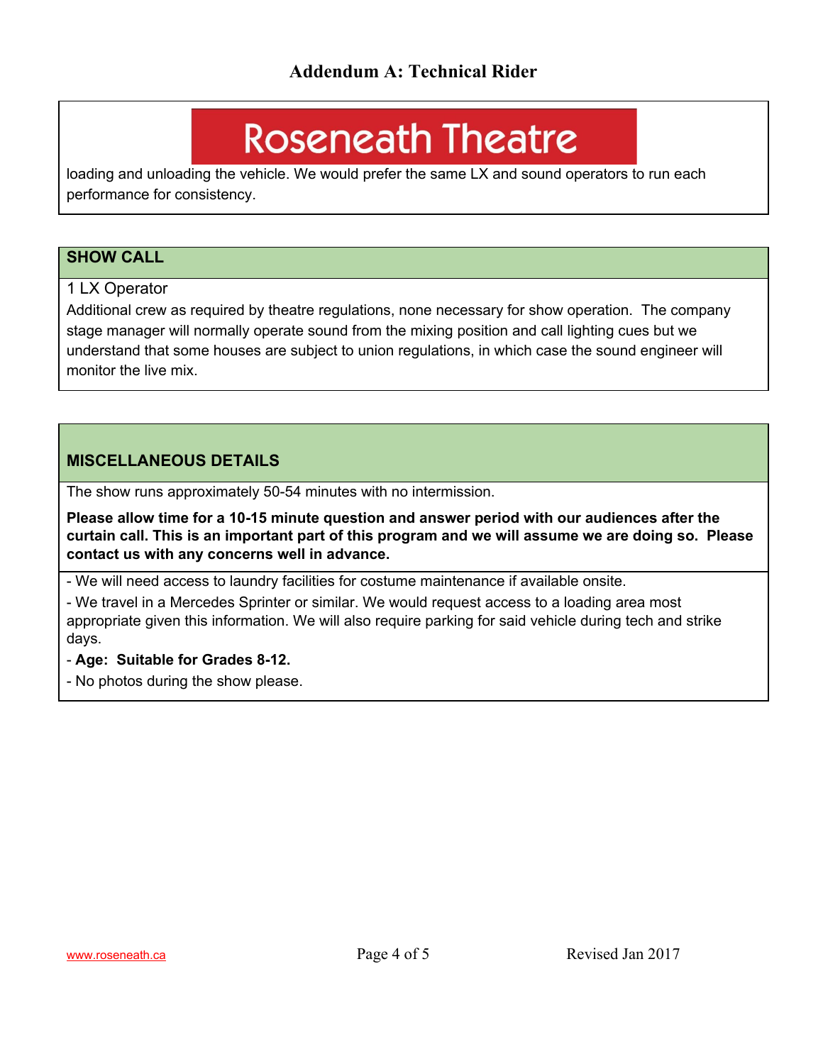## Addendum A: Technical Rider

**Roseneath Theatre**

loading and unloading the vehicle. We would prefer the same LX and sound operators to run each performance for consistency.

### SHOW CALL

1 LX Operator

Additional crew as required by theatre regulations, none necessary for show operation. The company stage manager will normally operate sound from the mixing position and call lighting cues but we understand that some houses are subject to union regulations, in which case the sound engineer will monitor the live mix.

### MISCELLANEOUS DETAILS

The show runs approximately 50-54 minutes with no intermission.

**Please allow time for a 10-15 minute question and answer period with our audiences after the curtain call. This is an important part of this program and we will assume we are doing so. Please contact us with any concerns well in advance.**

- We will need access to laundry facilities for costume maintenance if available onsite.
- We travel in a Mercedes Sprinter or similar. We would request access to a loading area most appropriate given this information. We will also require parking for said vehicle during tech and strike days.
- **Age: Suitable for Grades 8-12.**
- No photos during the show please.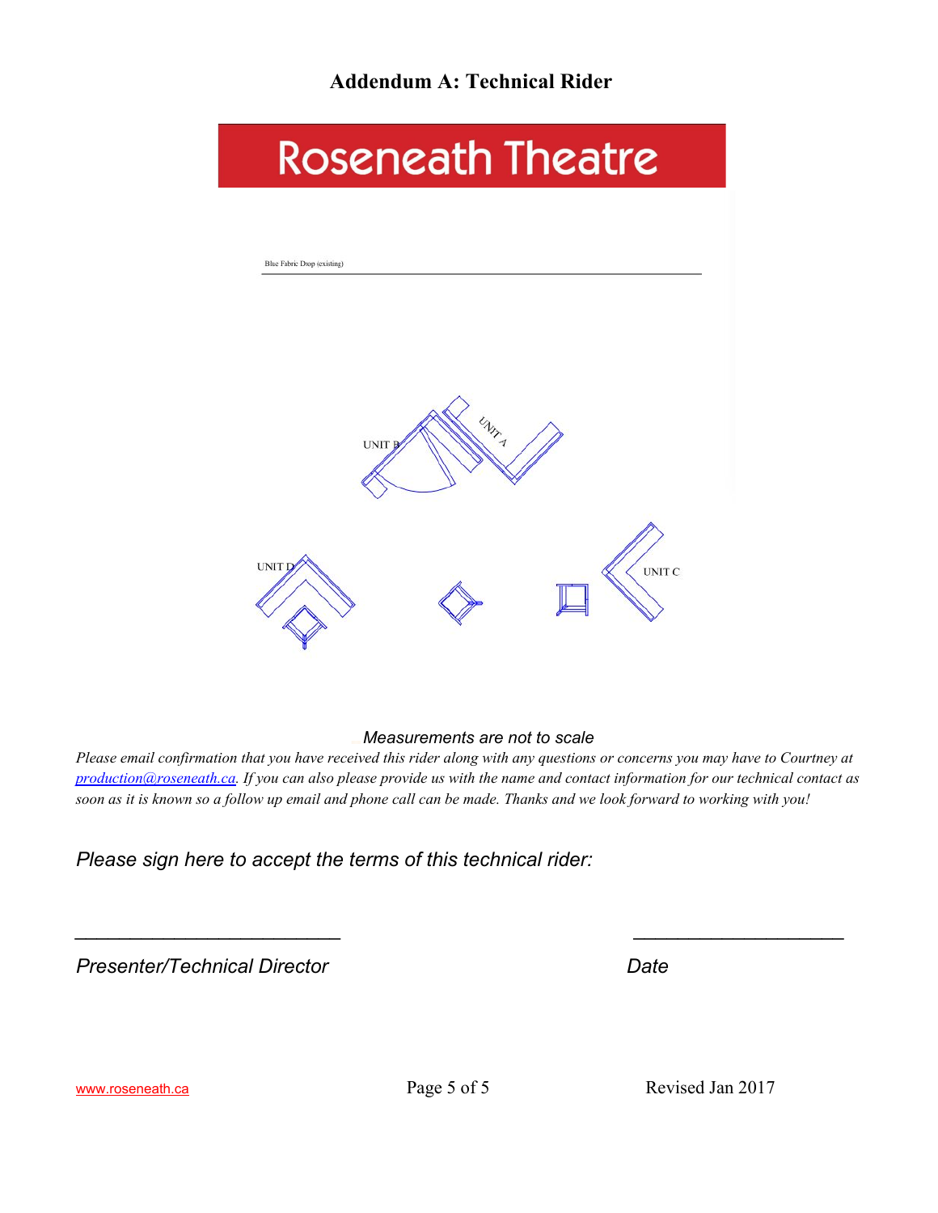# Addendum A: Technical Rider

Roseneath Theatre

Blue Fabric Drop (existing)

UNIT A

UNIT B

UNIT D

UNIT C

*Measurements are not to scale*

*Please email confirmation that you have received this rider along with any questions or concerns you may have to Courtney at [production@roseneath.ca](mailto:production@roseneath.ca). If you can also please provide us with the name and contact information for our technical contact as soon as it is known so a follow up email and phone call can be made. Thanks and we look forward to working with you!*

*Please sign here to accept the terms of this technical rider:*

\_\_\_\_\_\_\_\_\_\_\_\_\_\_\_\_\_\_\_\_\_\_\_\_\_\_ \_\_\_\_\_\_\_\_\_\_\_\_\_\_\_\_\_\_\_\_\_

*Presenter/Technical Director* *Date*

www.roseneath.ca

Revised Jan 2017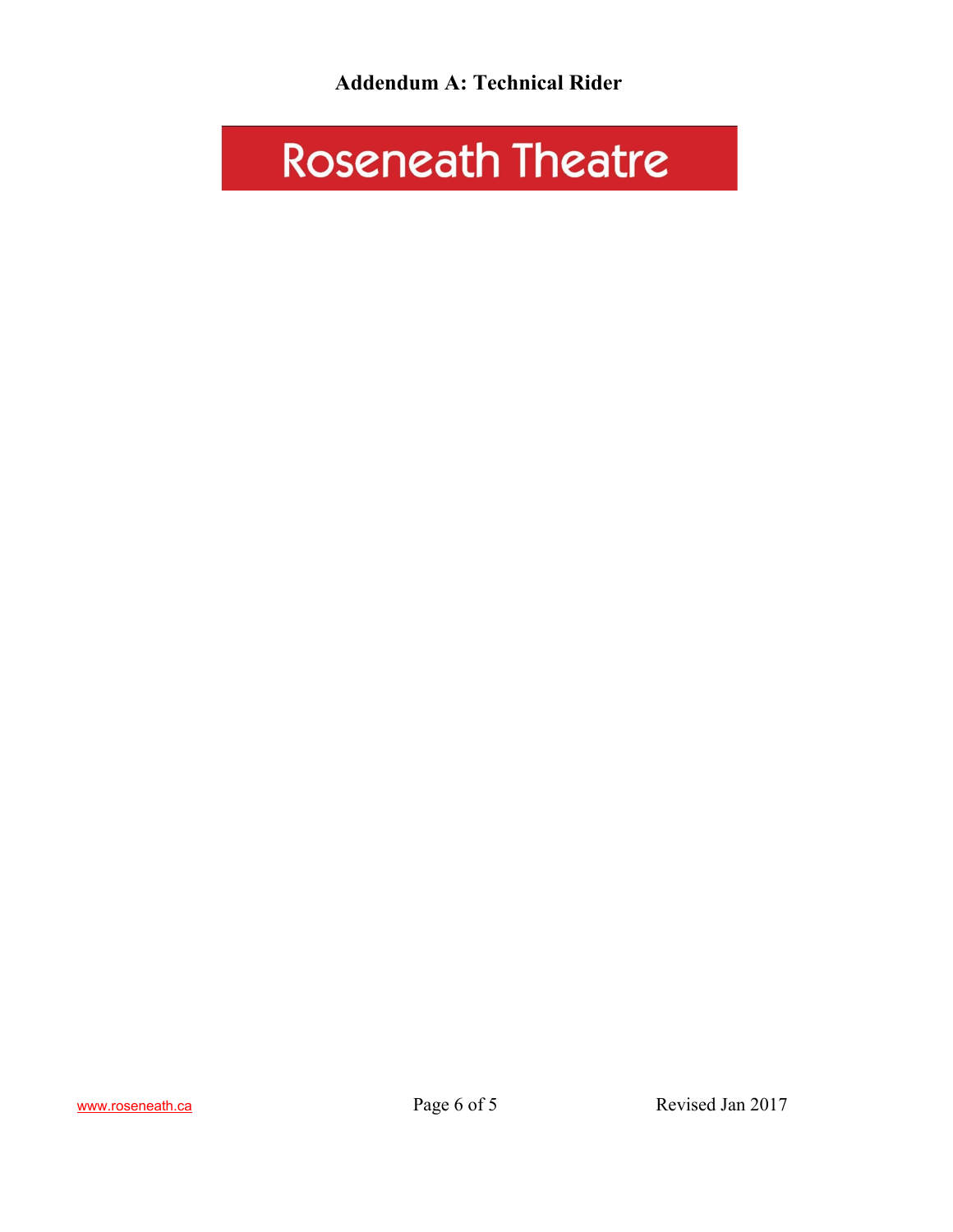# Addendum A: Technical Rider

Roseneath Theatre